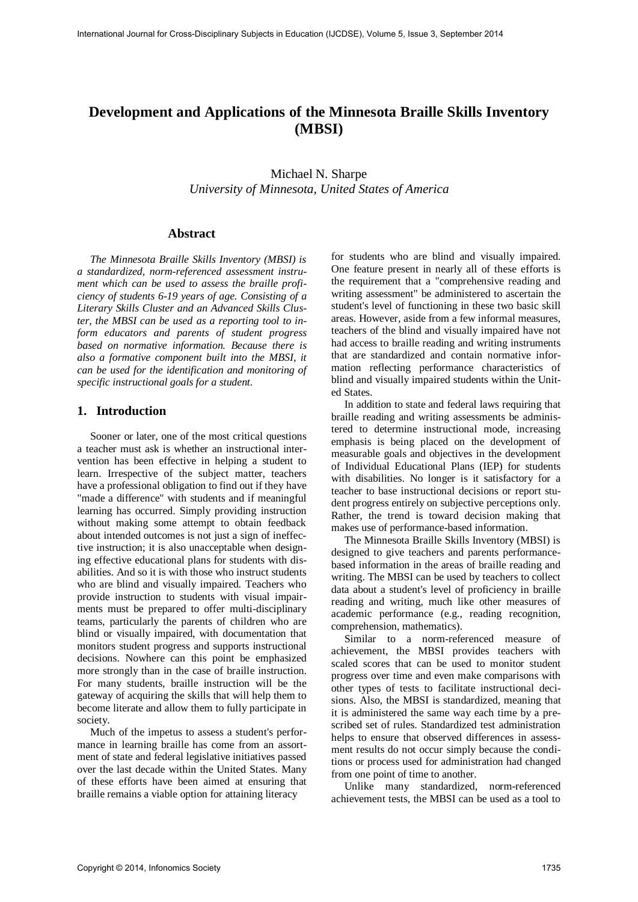# Development and Applications of the Minnesota Braille Skills Inventory (MBSI)

Michael N. Sharpe
*University of Minnesota, United States of America*

## Abstract

*The Minnesota Braille Skills Inventory (MBSI) is a standardized, norm-referenced assessment instrument which can be used to assess the braille proficiency of students 6-19 years of age. Consisting of a Literary Skills Cluster and an Advanced Skills Cluster, the MBSI can be used as a reporting tool to inform educators and parents of student progress based on normative information. Because there is also a formative component built into the MBSI, it can be used for the identification and monitoring of specific instructional goals for a student.*

## 1. Introduction

Sooner or later, one of the most critical questions a teacher must ask is whether an instructional intervention has been effective in helping a student to learn. Irrespective of the subject matter, teachers have a professional obligation to find out if they have "made a difference" with students and if meaningful learning has occurred. Simply providing instruction without making some attempt to obtain feedback about intended outcomes is not just a sign of ineffective instruction; it is also unacceptable when designing effective educational plans for students with disabilities. And so it is with those who instruct students who are blind and visually impaired. Teachers who provide instruction to students with visual impairments must be prepared to offer multi-disciplinary teams, particularly the parents of children who are blind or visually impaired, with documentation that monitors student progress and supports instructional decisions. Nowhere can this point be emphasized more strongly than in the case of braille instruction. For many students, braille instruction will be the gateway of acquiring the skills that will help them to become literate and allow them to fully participate in society.

Much of the impetus to assess a student's performance in learning braille has come from an assortment of state and federal legislative initiatives passed over the last decade within the United States. Many of these efforts have been aimed at ensuring that braille remains a viable option for attaining literacy for students who are blind and visually impaired. One feature present in nearly all of these efforts is the requirement that a "comprehensive reading and writing assessment" be administered to ascertain the student's level of functioning in these two basic skill areas. However, aside from a few informal measures, teachers of the blind and visually impaired have not had access to braille reading and writing instruments that are standardized and contain normative information reflecting performance characteristics of blind and visually impaired students within the United States.

In addition to state and federal laws requiring that braille reading and writing assessments be administered to determine instructional mode, increasing emphasis is being placed on the development of measurable goals and objectives in the development of Individual Educational Plans (IEP) for students with disabilities. No longer is it satisfactory for a teacher to base instructional decisions or report student progress entirely on subjective perceptions only. Rather, the trend is toward decision making that makes use of performance-based information.

The Minnesota Braille Skills Inventory (MBSI) is designed to give teachers and parents performance-based information in the areas of braille reading and writing. The MBSI can be used by teachers to collect data about a student's level of proficiency in braille reading and writing, much like other measures of academic performance (e.g., reading recognition, comprehension, mathematics).

Similar to a norm-referenced measure of achievement, the MBSI provides teachers with scaled scores that can be used to monitor student progress over time and even make comparisons with other types of tests to facilitate instructional decisions. Also, the MBSI is standardized, meaning that it is administered the same way each time by a prescribed set of rules. Standardized test administration helps to ensure that observed differences in assessment results do not occur simply because the conditions or process used for administration had changed from one point of time to another.

Unlike many standardized, norm-referenced achievement tests, the MBSI can be used as a tool to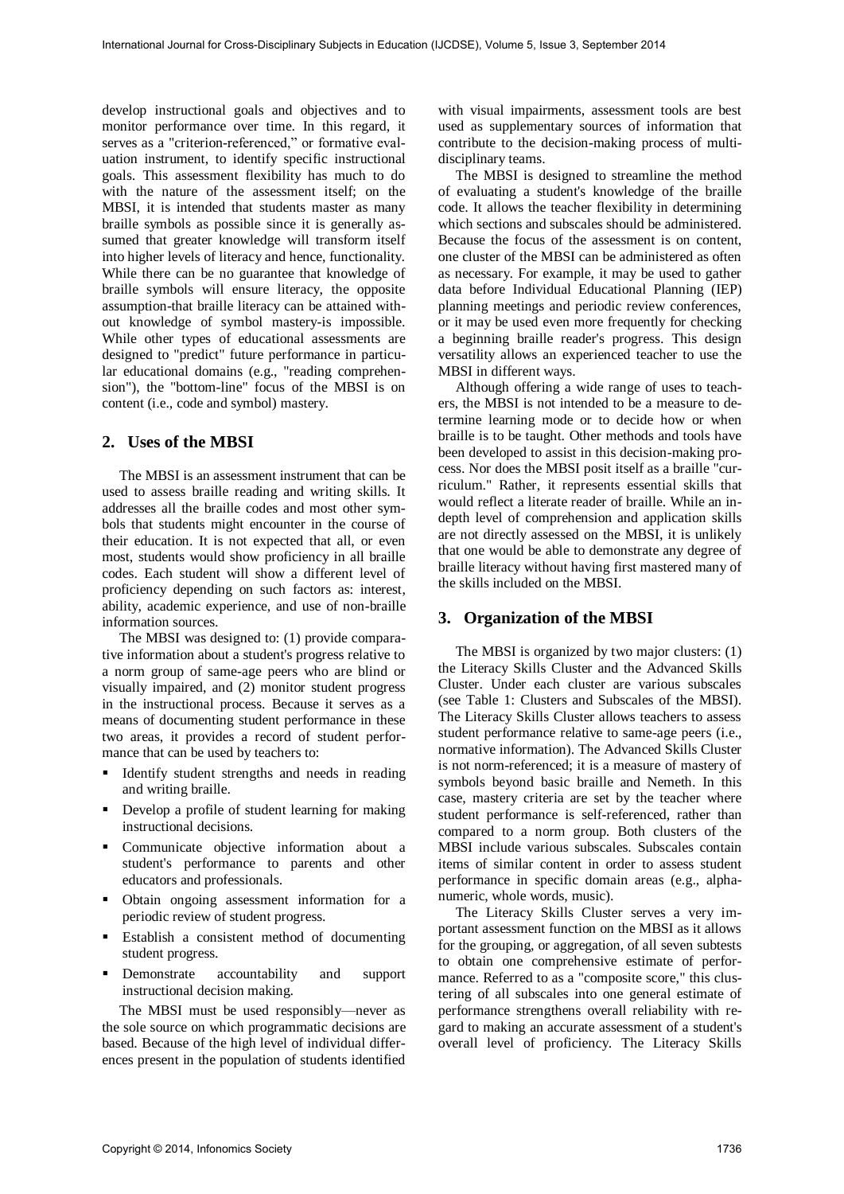develop instructional goals and objectives and to monitor performance over time. In this regard, it serves as a "criterion-referenced," or formative evaluation instrument, to identify specific instructional goals. This assessment flexibility has much to do with the nature of the assessment itself; on the MBSI, it is intended that students master as many braille symbols as possible since it is generally assumed that greater knowledge will transform itself into higher levels of literacy and hence, functionality. While there can be no guarantee that knowledge of braille symbols will ensure literacy, the opposite assumption-that braille literacy can be attained without knowledge of symbol mastery-is impossible. While other types of educational assessments are designed to "predict" future performance in particular educational domains (e.g., "reading comprehension"), the "bottom-line" focus of the MBSI is on content (i.e., code and symbol) mastery.

## 2. Uses of the MBSI

The MBSI is an assessment instrument that can be used to assess braille reading and writing skills. It addresses all the braille codes and most other symbols that students might encounter in the course of their education. It is not expected that all, or even most, students would show proficiency in all braille codes. Each student will show a different level of proficiency depending on such factors as: interest, ability, academic experience, and use of non-braille information sources.

The MBSI was designed to: (1) provide comparative information about a student's progress relative to a norm group of same-age peers who are blind or visually impaired, and (2) monitor student progress in the instructional process. Because it serves as a means of documenting student performance in these two areas, it provides a record of student performance that can be used by teachers to:

- Identify student strengths and needs in reading and writing braille.
- Develop a profile of student learning for making instructional decisions.
- Communicate objective information about a student's performance to parents and other educators and professionals.
- Obtain ongoing assessment information for a periodic review of student progress.
- Establish a consistent method of documenting student progress.
- Demonstrate accountability and support instructional decision making.

The MBSI must be used responsibly—never as the sole source on which programmatic decisions are based. Because of the high level of individual differences present in the population of students identified with visual impairments, assessment tools are best used as supplementary sources of information that contribute to the decision-making process of multi-disciplinary teams.

The MBSI is designed to streamline the method of evaluating a student's knowledge of the braille code. It allows the teacher flexibility in determining which sections and subscales should be administered. Because the focus of the assessment is on content, one cluster of the MBSI can be administered as often as necessary. For example, it may be used to gather data before Individual Educational Planning (IEP) planning meetings and periodic review conferences, or it may be used even more frequently for checking a beginning braille reader's progress. This design versatility allows an experienced teacher to use the MBSI in different ways.

Although offering a wide range of uses to teachers, the MBSI is not intended to be a measure to determine learning mode or to decide how or when braille is to be taught. Other methods and tools have been developed to assist in this decision-making process. Nor does the MBSI posit itself as a braille "curriculum." Rather, it represents essential skills that would reflect a literate reader of braille. While an in-depth level of comprehension and application skills are not directly assessed on the MBSI, it is unlikely that one would be able to demonstrate any degree of braille literacy without having first mastered many of the skills included on the MBSI.

## 3. Organization of the MBSI

The MBSI is organized by two major clusters: (1) the Literacy Skills Cluster and the Advanced Skills Cluster. Under each cluster are various subscales (see Table 1: Clusters and Subscales of the MBSI). The Literacy Skills Cluster allows teachers to assess student performance relative to same-age peers (i.e., normative information). The Advanced Skills Cluster is not norm-referenced; it is a measure of mastery of symbols beyond basic braille and Nemeth. In this case, mastery criteria are set by the teacher where student performance is self-referenced, rather than compared to a norm group. Both clusters of the MBSI include various subscales. Subscales contain items of similar content in order to assess student performance in specific domain areas (e.g., alphanumeric, whole words, music).

The Literacy Skills Cluster serves a very important assessment function on the MBSI as it allows for the grouping, or aggregation, of all seven subtests to obtain one comprehensive estimate of performance. Referred to as a "composite score," this clustering of all subscales into one general estimate of performance strengthens overall reliability with regard to making an accurate assessment of a student's overall level of proficiency. The Literacy Skills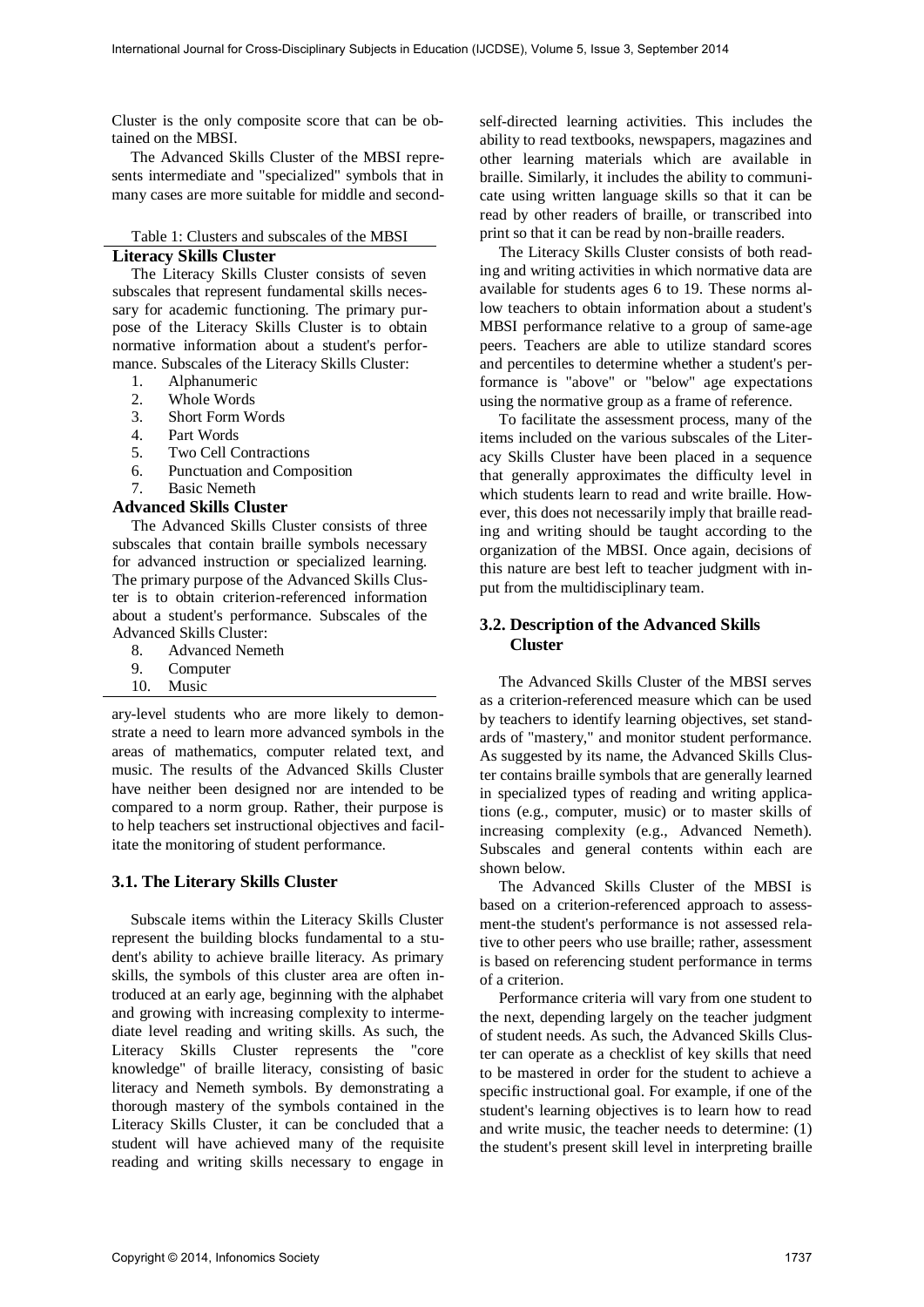Cluster is the only composite score that can be obtained on the MBSI.

The Advanced Skills Cluster of the MBSI represents intermediate and "specialized" symbols that in many cases are more suitable for middle and secondary-level students who are more likely to demonstrate a need to learn more advanced symbols in the areas of mathematics, computer related text, and music. The results of the Advanced Skills Cluster have neither been designed nor are intended to be compared to a norm group. Rather, their purpose is to help teachers set instructional objectives and facilitate the monitoring of student performance.

Table 1: Clusters and subscales of the MBSI

**Literacy Skills Cluster**

The Literacy Skills Cluster consists of seven subscales that represent fundamental skills necessary for academic functioning. The primary purpose of the Literacy Skills Cluster is to obtain normative information about a student's performance. Subscales of the Literacy Skills Cluster:

1. Alphanumeric
2. Whole Words
3. Short Form Words
4. Part Words
5. Two Cell Contractions
6. Punctuation and Composition
7. Basic Nemeth

**Advanced Skills Cluster**

The Advanced Skills Cluster consists of three subscales that contain braille symbols necessary for advanced instruction or specialized learning. The primary purpose of the Advanced Skills Cluster is to obtain criterion-referenced information about a student's performance. Subscales of the Advanced Skills Cluster:

8. Advanced Nemeth
9. Computer
10. Music

### 3.1. The Literary Skills Cluster

Subscale items within the Literacy Skills Cluster represent the building blocks fundamental to a student's ability to achieve braille literacy. As primary skills, the symbols of this cluster area are often introduced at an early age, beginning with the alphabet and growing with increasing complexity to intermediate level reading and writing skills. As such, the Literacy Skills Cluster represents the "core knowledge" of braille literacy, consisting of basic literacy and Nemeth symbols. By demonstrating a thorough mastery of the symbols contained in the Literacy Skills Cluster, it can be concluded that a student will have achieved many of the requisite reading and writing skills necessary to engage in self-directed learning activities. This includes the ability to read textbooks, newspapers, magazines and other learning materials which are available in braille. Similarly, it includes the ability to communicate using written language skills so that it can be read by other readers of braille, or transcribed into print so that it can be read by non-braille readers.

The Literacy Skills Cluster consists of both reading and writing activities in which normative data are available for students ages 6 to 19. These norms allow teachers to obtain information about a student's MBSI performance relative to a group of same-age peers. Teachers are able to utilize standard scores and percentiles to determine whether a student's performance is "above" or "below" age expectations using the normative group as a frame of reference.

To facilitate the assessment process, many of the items included on the various subscales of the Literacy Skills Cluster have been placed in a sequence that generally approximates the difficulty level in which students learn to read and write braille. However, this does not necessarily imply that braille reading and writing should be taught according to the organization of the MBSI. Once again, decisions of this nature are best left to teacher judgment with input from the multidisciplinary team.

### 3.2. Description of the Advanced Skills Cluster

The Advanced Skills Cluster of the MBSI serves as a criterion-referenced measure which can be used by teachers to identify learning objectives, set standards of "mastery," and monitor student performance. As suggested by its name, the Advanced Skills Cluster contains braille symbols that are generally learned in specialized types of reading and writing applications (e.g., computer, music) or to master skills of increasing complexity (e.g., Advanced Nemeth). Subscales and general contents within each are shown below.

The Advanced Skills Cluster of the MBSI is based on a criterion-referenced approach to assessment-the student's performance is not assessed relative to other peers who use braille; rather, assessment is based on referencing student performance in terms of a criterion.

Performance criteria will vary from one student to the next, depending largely on the teacher judgment of student needs. As such, the Advanced Skills Cluster can operate as a checklist of key skills that need to be mastered in order for the student to achieve a specific instructional goal. For example, if one of the student's learning objectives is to learn how to read and write music, the teacher needs to determine: (1) the student's present skill level in interpreting braille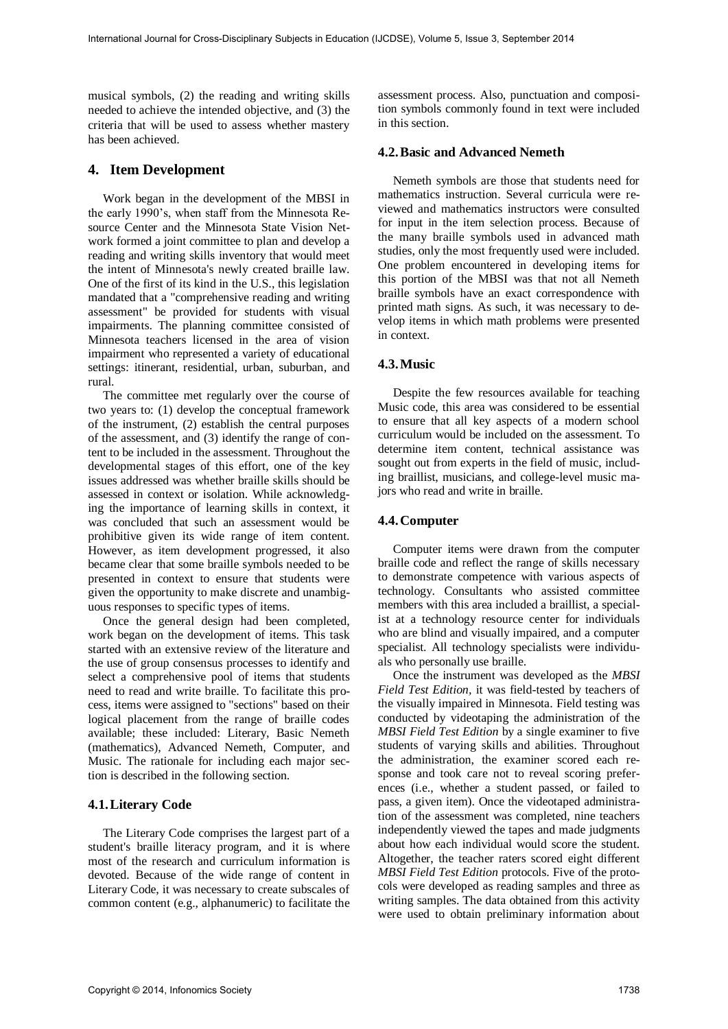musical symbols, (2) the reading and writing skills needed to achieve the intended objective, and (3) the criteria that will be used to assess whether mastery has been achieved.

## 4. Item Development

Work began in the development of the MBSI in the early 1990's, when staff from the Minnesota Resource Center and the Minnesota State Vision Network formed a joint committee to plan and develop a reading and writing skills inventory that would meet the intent of Minnesota's newly created braille law. One of the first of its kind in the U.S., this legislation mandated that a "comprehensive reading and writing assessment" be provided for students with visual impairments. The planning committee consisted of Minnesota teachers licensed in the area of vision impairment who represented a variety of educational settings: itinerant, residential, urban, suburban, and rural.

The committee met regularly over the course of two years to: (1) develop the conceptual framework of the instrument, (2) establish the central purposes of the assessment, and (3) identify the range of content to be included in the assessment. Throughout the developmental stages of this effort, one of the key issues addressed was whether braille skills should be assessed in context or isolation. While acknowledging the importance of learning skills in context, it was concluded that such an assessment would be prohibitive given its wide range of item content. However, as item development progressed, it also became clear that some braille symbols needed to be presented in context to ensure that students were given the opportunity to make discrete and unambiguous responses to specific types of items.

Once the general design had been completed, work began on the development of items. This task started with an extensive review of the literature and the use of group consensus processes to identify and select a comprehensive pool of items that students need to read and write braille. To facilitate this process, items were assigned to "sections" based on their logical placement from the range of braille codes available; these included: Literary, Basic Nemeth (mathematics), Advanced Nemeth, Computer, and Music. The rationale for including each major section is described in the following section.

### 4.1. Literary Code

The Literary Code comprises the largest part of a student's braille literacy program, and it is where most of the research and curriculum information is devoted. Because of the wide range of content in Literary Code, it was necessary to create subscales of common content (e.g., alphanumeric) to facilitate the assessment process. Also, punctuation and composition symbols commonly found in text were included in this section.

### 4.2. Basic and Advanced Nemeth

Nemeth symbols are those that students need for mathematics instruction. Several curricula were reviewed and mathematics instructors were consulted for input in the item selection process. Because of the many braille symbols used in advanced math studies, only the most frequently used were included. One problem encountered in developing items for this portion of the MBSI was that not all Nemeth braille symbols have an exact correspondence with printed math signs. As such, it was necessary to develop items in which math problems were presented in context.

### 4.3. Music

Despite the few resources available for teaching Music code, this area was considered to be essential to ensure that all key aspects of a modern school curriculum would be included on the assessment. To determine item content, technical assistance was sought out from experts in the field of music, including braillist, musicians, and college-level music majors who read and write in braille.

### 4.4. Computer

Computer items were drawn from the computer braille code and reflect the range of skills necessary to demonstrate competence with various aspects of technology. Consultants who assisted committee members with this area included a braillist, a specialist at a technology resource center for individuals who are blind and visually impaired, and a computer specialist. All technology specialists were individuals who personally use braille.

Once the instrument was developed as the *MBSI Field Test Edition,* it was field-tested by teachers of the visually impaired in Minnesota. Field testing was conducted by videotaping the administration of the *MBSI Field Test Edition* by a single examiner to five students of varying skills and abilities. Throughout the administration, the examiner scored each response and took care not to reveal scoring preferences (i.e., whether a student passed, or failed to pass, a given item). Once the videotaped administration of the assessment was completed, nine teachers independently viewed the tapes and made judgments about how each individual would score the student. Altogether, the teacher raters scored eight different *MBSI Field Test Edition* protocols. Five of the protocols were developed as reading samples and three as writing samples. The data obtained from this activity were used to obtain preliminary information about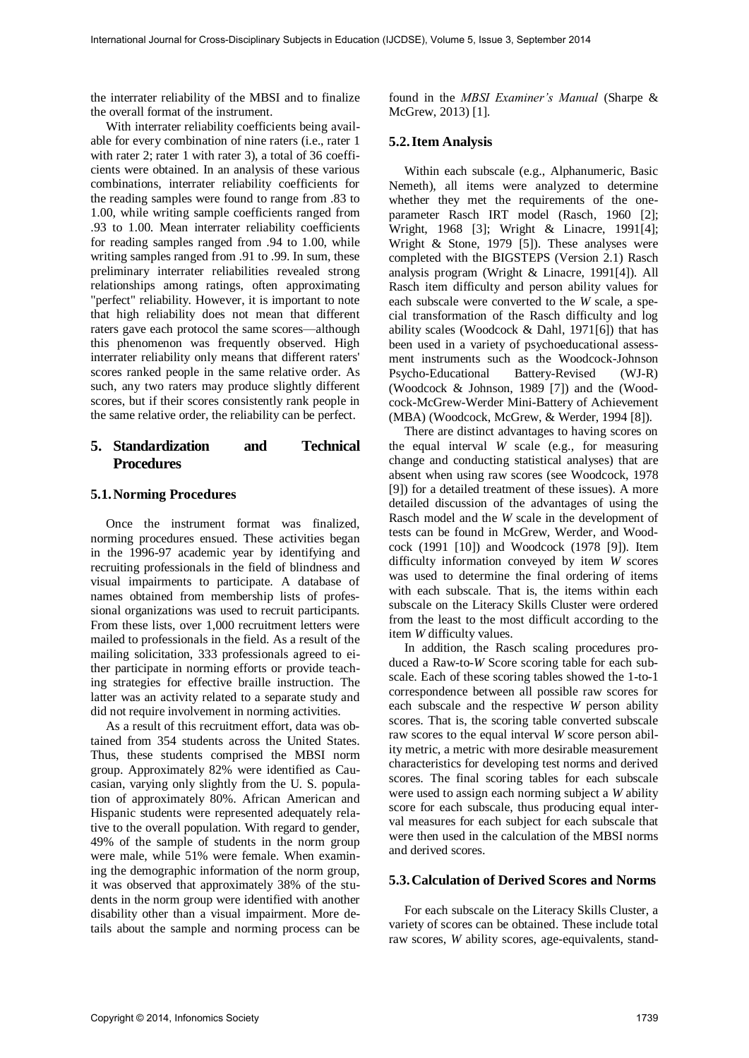the interrater reliability of the MBSI and to finalize the overall format of the instrument.

With interrater reliability coefficients being available for every combination of nine raters (i.e., rater 1 with rater 2; rater 1 with rater 3), a total of 36 coefficients were obtained. In an analysis of these various combinations, interrater reliability coefficients for the reading samples were found to range from .83 to 1.00, while writing sample coefficients ranged from .93 to 1.00. Mean interrater reliability coefficients for reading samples ranged from .94 to 1.00, while writing samples ranged from .91 to .99. In sum, these preliminary interrater reliabilities revealed strong relationships among ratings, often approximating "perfect" reliability. However, it is important to note that high reliability does not mean that different raters gave each protocol the same scores—although this phenomenon was frequently observed. High interrater reliability only means that different raters' scores ranked people in the same relative order. As such, any two raters may produce slightly different scores, but if their scores consistently rank people in the same relative order, the reliability can be perfect.

## 5. Standardization and Technical Procedures

### 5.1. Norming Procedures

Once the instrument format was finalized, norming procedures ensued. These activities began in the 1996-97 academic year by identifying and recruiting professionals in the field of blindness and visual impairments to participate. A database of names obtained from membership lists of professional organizations was used to recruit participants. From these lists, over 1,000 recruitment letters were mailed to professionals in the field. As a result of the mailing solicitation, 333 professionals agreed to either participate in norming efforts or provide teaching strategies for effective braille instruction. The latter was an activity related to a separate study and did not require involvement in norming activities.

As a result of this recruitment effort, data was obtained from 354 students across the United States. Thus, these students comprised the MBSI norm group. Approximately 82% were identified as Caucasian, varying only slightly from the U. S. population of approximately 80%. African American and Hispanic students were represented adequately relative to the overall population. With regard to gender, 49% of the sample of students in the norm group were male, while 51% were female. When examining the demographic information of the norm group, it was observed that approximately 38% of the students in the norm group were identified with another disability other than a visual impairment. More details about the sample and norming process can be found in the *MBSI Examiner's Manual* (Sharpe & McGrew, 2013) [1].

### 5.2. Item Analysis

Within each subscale (e.g., Alphanumeric, Basic Nemeth), all items were analyzed to determine whether they met the requirements of the one-parameter Rasch IRT model (Rasch, 1960 [2]; Wright, 1968 [3]; Wright & Linacre, 1991[4]; Wright & Stone, 1979 [5]). These analyses were completed with the BIGSTEPS (Version 2.1) Rasch analysis program (Wright & Linacre, 1991[4]). All Rasch item difficulty and person ability values for each subscale were converted to the *W* scale, a special transformation of the Rasch difficulty and log ability scales (Woodcock & Dahl, 1971[6]) that has been used in a variety of psychoeducational assessment instruments such as the Woodcock-Johnson Psycho-Educational Battery-Revised (WJ-R) (Woodcock & Johnson, 1989 [7]) and the (Woodcock-McGrew-Werder Mini-Battery of Achievement (MBA) (Woodcock, McGrew, & Werder, 1994 [8]).

There are distinct advantages to having scores on the equal interval *W* scale (e.g., for measuring change and conducting statistical analyses) that are absent when using raw scores (see Woodcock, 1978 [9]) for a detailed treatment of these issues). A more detailed discussion of the advantages of using the Rasch model and the *W* scale in the development of tests can be found in McGrew, Werder, and Woodcock (1991 [10]) and Woodcock (1978 [9]). Item difficulty information conveyed by item *W* scores was used to determine the final ordering of items with each subscale. That is, the items within each subscale on the Literacy Skills Cluster were ordered from the least to the most difficult according to the item *W* difficulty values.

In addition, the Rasch scaling procedures produced a Raw-to-*W* Score scoring table for each subscale. Each of these scoring tables showed the 1-to-1 correspondence between all possible raw scores for each subscale and the respective *W* person ability scores. That is, the scoring table converted subscale raw scores to the equal interval *W* score person ability metric, a metric with more desirable measurement characteristics for developing test norms and derived scores. The final scoring tables for each subscale were used to assign each norming subject a *W* ability score for each subscale, thus producing equal interval measures for each subject for each subscale that were then used in the calculation of the MBSI norms and derived scores.

### 5.3. Calculation of Derived Scores and Norms

For each subscale on the Literacy Skills Cluster, a variety of scores can be obtained. These include total raw scores, *W* ability scores, age-equivalents, stand-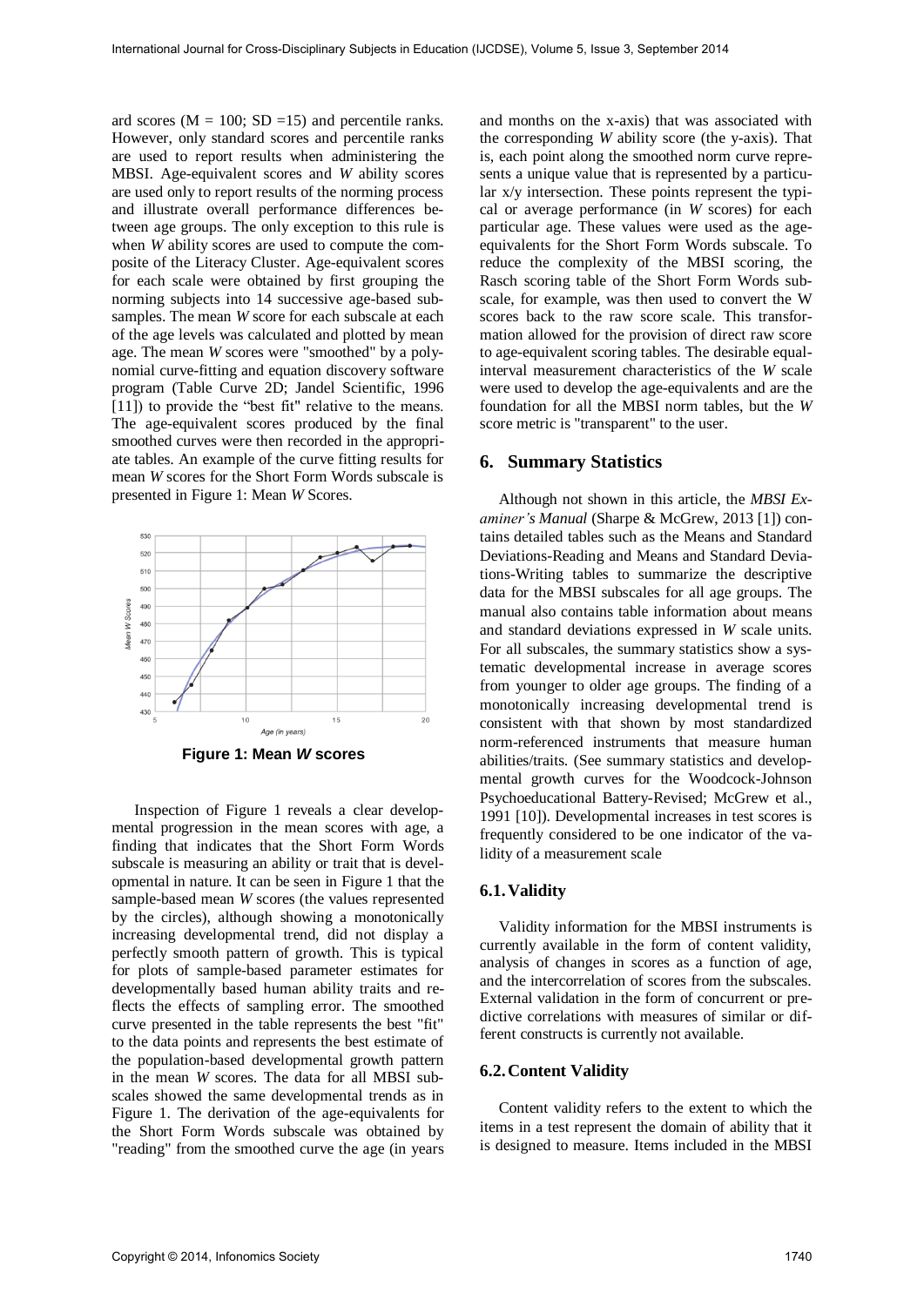ard scores (M = 100; SD =15) and percentile ranks. However, only standard scores and percentile ranks are used to report results when administering the MBSI. Age-equivalent scores and *W* ability scores are used only to report results of the norming process and illustrate overall performance differences between age groups. The only exception to this rule is when *W* ability scores are used to compute the composite of the Literacy Cluster. Age-equivalent scores for each scale were obtained by first grouping the norming subjects into 14 successive age-based subsamples. The mean *W* score for each subscale at each of the age levels was calculated and plotted by mean age. The mean *W* scores were "smoothed" by a polynomial curve-fitting and equation discovery software program (Table Curve 2D; Jandel Scientific, 1996 [11]) to provide the "best fit" relative to the means. The age-equivalent scores produced by the final smoothed curves were then recorded in the appropriate tables. An example of the curve fitting results for mean *W* scores for the Short Form Words subscale is presented in Figure 1: Mean *W* Scores.

**Figure 1: Mean *W* scores**

Inspection of Figure 1 reveals a clear developmental progression in the mean scores with age, a finding that indicates that the Short Form Words subscale is measuring an ability or trait that is developmental in nature. It can be seen in Figure 1 that the sample-based mean *W* scores (the values represented by the circles), although showing a monotonically increasing developmental trend, did not display a perfectly smooth pattern of growth. This is typical for plots of sample-based parameter estimates for developmentally based human ability traits and reflects the effects of sampling error. The smoothed curve presented in the table represents the best "fit" to the data points and represents the best estimate of the population-based developmental growth pattern in the mean *W* scores. The data for all MBSI subscales showed the same developmental trends as in Figure 1. The derivation of the age-equivalents for the Short Form Words subscale was obtained by "reading" from the smoothed curve the age (in years and months on the x-axis) that was associated with the corresponding *W* ability score (the y-axis). That is, each point along the smoothed norm curve represents a unique value that is represented by a particular x/y intersection. These points represent the typical or average performance (in *W* scores) for each particular age. These values were used as the age-equivalents for the Short Form Words subscale. To reduce the complexity of the MBSI scoring, the Rasch scoring table of the Short Form Words subscale, for example, was then used to convert the W scores back to the raw score scale. This transformation allowed for the provision of direct raw score to age-equivalent scoring tables. The desirable equal-interval measurement characteristics of the *W* scale were used to develop the age-equivalents and are the foundation for all the MBSI norm tables, but the *W* score metric is "transparent" to the user.

## 6. Summary Statistics

Although not shown in this article, the *MBSI Examiner's Manual* (Sharpe & McGrew, 2013 [1]) contains detailed tables such as the Means and Standard Deviations-Reading and Means and Standard Deviations-Writing tables to summarize the descriptive data for the MBSI subscales for all age groups. The manual also contains table information about means and standard deviations expressed in *W* scale units. For all subscales, the summary statistics show a systematic developmental increase in average scores from younger to older age groups. The finding of a monotonically increasing developmental trend is consistent with that shown by most standardized norm-referenced instruments that measure human abilities/traits. (See summary statistics and developmental growth curves for the Woodcock-Johnson Psychoeducational Battery-Revised; McGrew et al., 1991 [10]). Developmental increases in test scores is frequently considered to be one indicator of the validity of a measurement scale

### 6.1. Validity

Validity information for the MBSI instruments is currently available in the form of content validity, analysis of changes in scores as a function of age, and the intercorrelation of scores from the subscales. External validation in the form of concurrent or predictive correlations with measures of similar or different constructs is currently not available.

### 6.2. Content Validity

Content validity refers to the extent to which the items in a test represent the domain of ability that it is designed to measure. Items included in the MBSI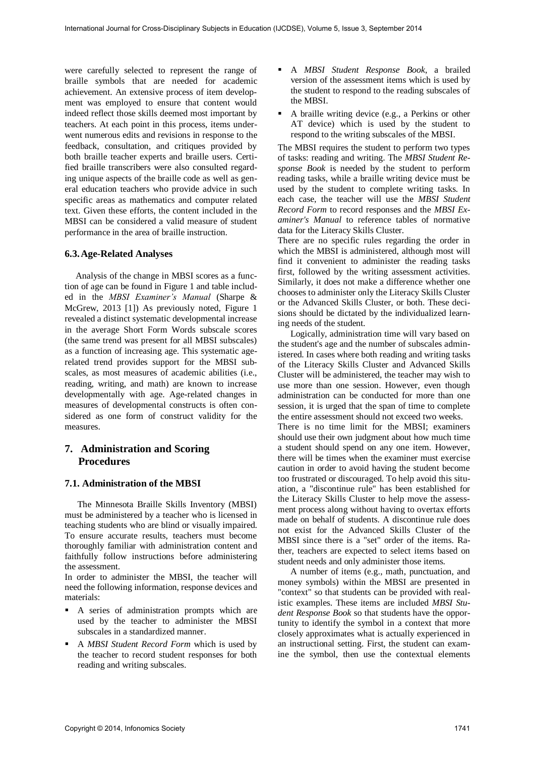were carefully selected to represent the range of braille symbols that are needed for academic achievement. An extensive process of item development was employed to ensure that content would indeed reflect those skills deemed most important by teachers. At each point in this process, items underwent numerous edits and revisions in response to the feedback, consultation, and critiques provided by both braille teacher experts and braille users. Certified braille transcribers were also consulted regarding unique aspects of the braille code as well as general education teachers who provide advice in such specific areas as mathematics and computer related text. Given these efforts, the content included in the MBSI can be considered a valid measure of student performance in the area of braille instruction.

### 6.3. Age-Related Analyses

Analysis of the change in MBSI scores as a function of age can be found in Figure 1 and table included in the *MBSI Examiner's Manual* (Sharpe & McGrew, 2013 [1]) As previously noted, Figure 1 revealed a distinct systematic developmental increase in the average Short Form Words subscale scores (the same trend was present for all MBSI subscales) as a function of increasing age. This systematic age-related trend provides support for the MBSI subscales, as most measures of academic abilities (i.e., reading, writing, and math) are known to increase developmentally with age. Age-related changes in measures of developmental constructs is often considered as one form of construct validity for the measures.

## 7. Administration and Scoring Procedures

### 7.1. Administration of the MBSI

The Minnesota Braille Skills Inventory (MBSI) must be administered by a teacher who is licensed in teaching students who are blind or visually impaired. To ensure accurate results, teachers must become thoroughly familiar with administration content and faithfully follow instructions before administering the assessment.

In order to administer the MBSI, the teacher will need the following information, response devices and materials:

- A series of administration prompts which are used by the teacher to administer the MBSI subscales in a standardized manner.
- A *MBSI Student Record Form* which is used by the teacher to record student responses for both reading and writing subscales.
- A *MBSI Student Response Book*, a brailed version of the assessment items which is used by the student to respond to the reading subscales of the MBSI.
- A braille writing device (e.g., a Perkins or other AT device) which is used by the student to respond to the writing subscales of the MBSI.

The MBSI requires the student to perform two types of tasks: reading and writing. The *MBSI Student Response Book* is needed by the student to perform reading tasks, while a braille writing device must be used by the student to complete writing tasks. In each case, the teacher will use the *MBSI Student Record Form* to record responses and the *MBSI Examiner's Manual* to reference tables of normative data for the Literacy Skills Cluster.

There are no specific rules regarding the order in which the MBSI is administered, although most will find it convenient to administer the reading tasks first, followed by the writing assessment activities. Similarly, it does not make a difference whether one chooses to administer only the Literacy Skills Cluster or the Advanced Skills Cluster, or both. These decisions should be dictated by the individualized learning needs of the student.

Logically, administration time will vary based on the student's age and the number of subscales administered. In cases where both reading and writing tasks of the Literacy Skills Cluster and Advanced Skills Cluster will be administered, the teacher may wish to use more than one session. However, even though administration can be conducted for more than one session, it is urged that the span of time to complete the entire assessment should not exceed two weeks.

There is no time limit for the MBSI; examiners should use their own judgment about how much time a student should spend on any one item. However, there will be times when the examiner must exercise caution in order to avoid having the student become too frustrated or discouraged. To help avoid this situation, a "discontinue rule" has been established for the Literacy Skills Cluster to help move the assessment process along without having to overtax efforts made on behalf of students. A discontinue rule does not exist for the Advanced Skills Cluster of the MBSI since there is a "set" order of the items. Rather, teachers are expected to select items based on student needs and only administer those items.

A number of items (e.g., math, punctuation, and money symbols) within the MBSI are presented in "context" so that students can be provided with realistic examples. These items are included *MBSI Student Response Book* so that students have the opportunity to identify the symbol in a context that more closely approximates what is actually experienced in an instructional setting. First, the student can examine the symbol, then use the contextual elements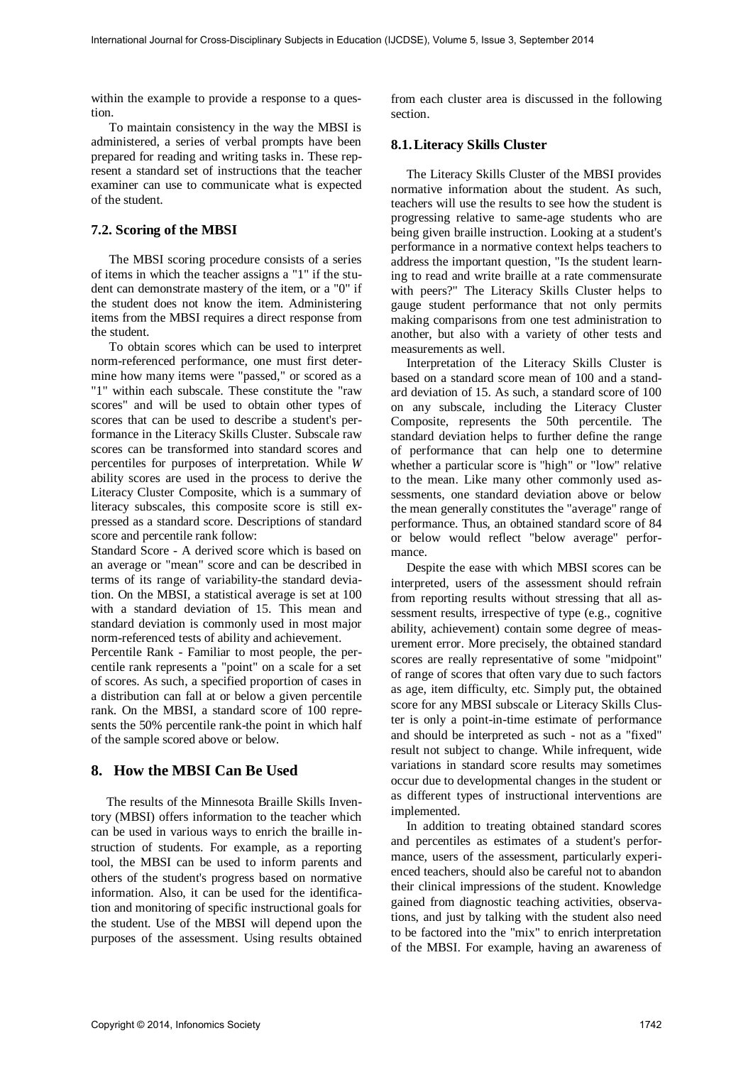within the example to provide a response to a question.

To maintain consistency in the way the MBSI is administered, a series of verbal prompts have been prepared for reading and writing tasks in. These represent a standard set of instructions that the teacher examiner can use to communicate what is expected of the student.

### 7.2. Scoring of the MBSI

The MBSI scoring procedure consists of a series of items in which the teacher assigns a "1" if the student can demonstrate mastery of the item, or a "0" if the student does not know the item. Administering items from the MBSI requires a direct response from the student.

To obtain scores which can be used to interpret norm-referenced performance, one must first determine how many items were "passed," or scored as a "1" within each subscale. These constitute the "raw scores" and will be used to obtain other types of scores that can be used to describe a student's performance in the Literacy Skills Cluster. Subscale raw scores can be transformed into standard scores and percentiles for purposes of interpretation. While *W* ability scores are used in the process to derive the Literacy Cluster Composite, which is a summary of literacy subscales, this composite score is still expressed as a standard score. Descriptions of standard score and percentile rank follow:

Standard Score - A derived score which is based on an average or "mean" score and can be described in terms of its range of variability-the standard deviation. On the MBSI, a statistical average is set at 100 with a standard deviation of 15. This mean and standard deviation is commonly used in most major norm-referenced tests of ability and achievement.

Percentile Rank - Familiar to most people, the percentile rank represents a "point" on a scale for a set of scores. As such, a specified proportion of cases in a distribution can fall at or below a given percentile rank. On the MBSI, a standard score of 100 represents the 50% percentile rank-the point in which half of the sample scored above or below.

## 8. How the MBSI Can Be Used

The results of the Minnesota Braille Skills Inventory (MBSI) offers information to the teacher which can be used in various ways to enrich the braille instruction of students. For example, as a reporting tool, the MBSI can be used to inform parents and others of the student's progress based on normative information. Also, it can be used for the identification and monitoring of specific instructional goals for the student. Use of the MBSI will depend upon the purposes of the assessment. Using results obtained from each cluster area is discussed in the following section.

### 8.1. Literacy Skills Cluster

The Literacy Skills Cluster of the MBSI provides normative information about the student. As such, teachers will use the results to see how the student is progressing relative to same-age students who are being given braille instruction. Looking at a student's performance in a normative context helps teachers to address the important question, "Is the student learning to read and write braille at a rate commensurate with peers?" The Literacy Skills Cluster helps to gauge student performance that not only permits making comparisons from one test administration to another, but also with a variety of other tests and measurements as well.

Interpretation of the Literacy Skills Cluster is based on a standard score mean of 100 and a standard deviation of 15. As such, a standard score of 100 on any subscale, including the Literacy Cluster Composite, represents the 50th percentile. The standard deviation helps to further define the range of performance that can help one to determine whether a particular score is "high" or "low" relative to the mean. Like many other commonly used assessments, one standard deviation above or below the mean generally constitutes the "average" range of performance. Thus, an obtained standard score of 84 or below would reflect "below average" performance.

Despite the ease with which MBSI scores can be interpreted, users of the assessment should refrain from reporting results without stressing that all assessment results, irrespective of type (e.g., cognitive ability, achievement) contain some degree of measurement error. More precisely, the obtained standard scores are really representative of some "midpoint" of range of scores that often vary due to such factors as age, item difficulty, etc. Simply put, the obtained score for any MBSI subscale or Literacy Skills Cluster is only a point-in-time estimate of performance and should be interpreted as such - not as a "fixed" result not subject to change. While infrequent, wide variations in standard score results may sometimes occur due to developmental changes in the student or as different types of instructional interventions are implemented.

In addition to treating obtained standard scores and percentiles as estimates of a student's performance, users of the assessment, particularly experienced teachers, should also be careful not to abandon their clinical impressions of the student. Knowledge gained from diagnostic teaching activities, observations, and just by talking with the student also need to be factored into the "mix" to enrich interpretation of the MBSI. For example, having an awareness of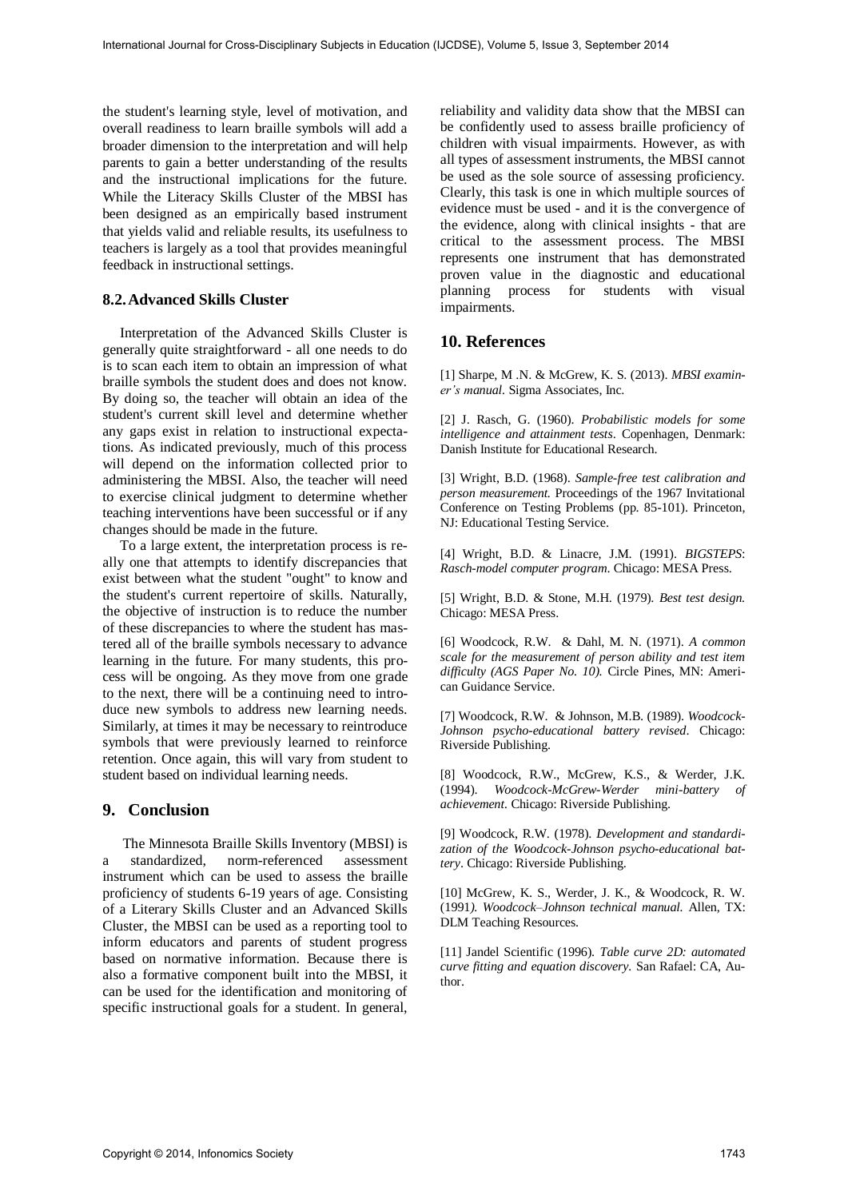the student's learning style, level of motivation, and overall readiness to learn braille symbols will add a broader dimension to the interpretation and will help parents to gain a better understanding of the results and the instructional implications for the future. While the Literacy Skills Cluster of the MBSI has been designed as an empirically based instrument that yields valid and reliable results, its usefulness to teachers is largely as a tool that provides meaningful feedback in instructional settings.

### 8.2. Advanced Skills Cluster

Interpretation of the Advanced Skills Cluster is generally quite straightforward - all one needs to do is to scan each item to obtain an impression of what braille symbols the student does and does not know. By doing so, the teacher will obtain an idea of the student's current skill level and determine whether any gaps exist in relation to instructional expectations. As indicated previously, much of this process will depend on the information collected prior to administering the MBSI. Also, the teacher will need to exercise clinical judgment to determine whether teaching interventions have been successful or if any changes should be made in the future.

To a large extent, the interpretation process is really one that attempts to identify discrepancies that exist between what the student "ought" to know and the student's current repertoire of skills. Naturally, the objective of instruction is to reduce the number of these discrepancies to where the student has mastered all of the braille symbols necessary to advance learning in the future. For many students, this process will be ongoing. As they move from one grade to the next, there will be a continuing need to introduce new symbols to address new learning needs. Similarly, at times it may be necessary to reintroduce symbols that were previously learned to reinforce retention. Once again, this will vary from student to student based on individual learning needs.

## 9. Conclusion

The Minnesota Braille Skills Inventory (MBSI) is a standardized, norm-referenced assessment instrument which can be used to assess the braille proficiency of students 6-19 years of age. Consisting of a Literary Skills Cluster and an Advanced Skills Cluster, the MBSI can be used as a reporting tool to inform educators and parents of student progress based on normative information. Because there is also a formative component built into the MBSI, it can be used for the identification and monitoring of specific instructional goals for a student. In general, reliability and validity data show that the MBSI can be confidently used to assess braille proficiency of children with visual impairments. However, as with all types of assessment instruments, the MBSI cannot be used as the sole source of assessing proficiency. Clearly, this task is one in which multiple sources of evidence must be used - and it is the convergence of the evidence, along with clinical insights - that are critical to the assessment process. The MBSI represents one instrument that has demonstrated proven value in the diagnostic and educational planning process for students with visual impairments.

## 10. References

[1] Sharpe, M .N. & McGrew, K. S. (2013). *MBSI examiner's manual*. Sigma Associates, Inc.

[2] J. Rasch, G. (1960). *Probabilistic models for some intelligence and attainment tests*. Copenhagen, Denmark: Danish Institute for Educational Research.

[3] Wright, B.D. (1968). *Sample-free test calibration and person measurement.* Proceedings of the 1967 Invitational Conference on Testing Problems (pp. 85-101). Princeton, NJ: Educational Testing Service.

[4] Wright, B.D. & Linacre, J.M. (1991). *BIGSTEPS*: *Rasch-model computer program*. Chicago: MESA Press.

[5] Wright, B.D. & Stone, M.H. (1979). *Best test design.* Chicago: MESA Press.

[6] Woodcock, R.W. & Dahl, M. N. (1971). *A common scale for the measurement of person ability and test item difficulty (AGS Paper No. 10).* Circle Pines, MN: American Guidance Service.

[7] Woodcock, R.W. & Johnson, M.B. (1989). *Woodcock-Johnson psycho-educational battery revised*. Chicago: Riverside Publishing.

[8] Woodcock, R.W., McGrew, K.S., & Werder, J.K. (1994). *Woodcock-McGrew-Werder mini-battery of achievement*. Chicago: Riverside Publishing.

[9] Woodcock, R.W. (1978). *Development and standardization of the Woodcock-Johnson psycho-educational battery*. Chicago: Riverside Publishing.

[10] McGrew, K. S., Werder, J. K., & Woodcock, R. W. (1991*). Woodcock–Johnson technical manual.* Allen, TX: DLM Teaching Resources.

[11] Jandel Scientific (1996). *Table curve 2D: automated curve fitting and equation discovery.* San Rafael: CA, Author.